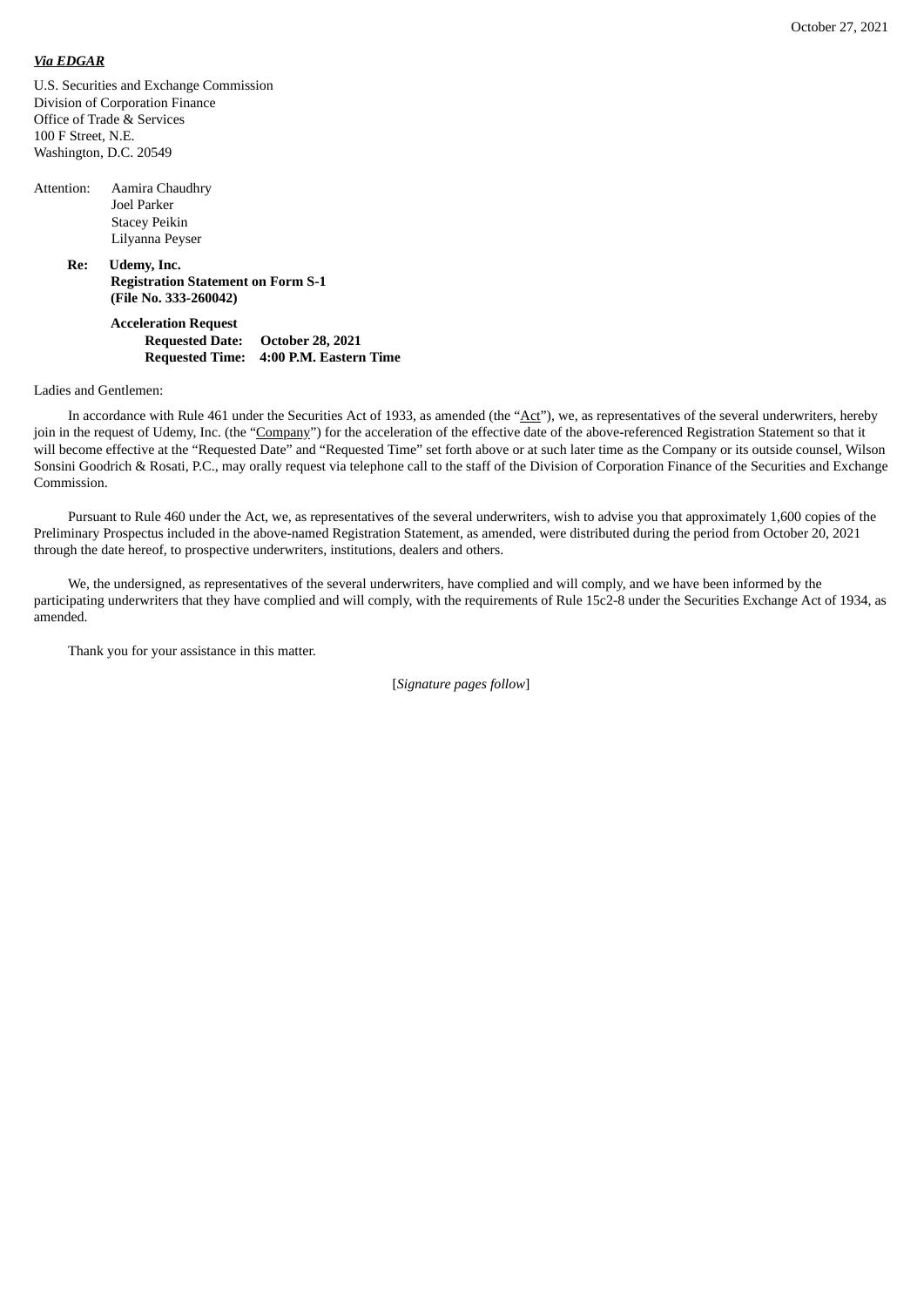October 27, 2021

***Via EDGAR***

U.S. Securities and Exchange Commission
Division of Corporation Finance
Office of Trade & Services
100 F Street, N.E.
Washington, D.C. 20549

Attention: Aamira Chaudhry
Joel Parker
Stacey Peikin
Lilyanna Peyser

**Re: Udemy, Inc.**
**Registration Statement on Form S-1**
**(File No. 333-260042)**

**Acceleration Request**
**Requested Date: October 28, 2021**
**Requested Time: 4:00 P.M. Eastern Time**

Ladies and Gentlemen:

In accordance with Rule 461 under the Securities Act of 1933, as amended (the "Act"), we, as representatives of the several underwriters, hereby join in the request of Udemy, Inc. (the "Company") for the acceleration of the effective date of the above-referenced Registration Statement so that it will become effective at the "Requested Date" and "Requested Time" set forth above or at such later time as the Company or its outside counsel, Wilson Sonsini Goodrich & Rosati, P.C., may orally request via telephone call to the staff of the Division of Corporation Finance of the Securities and Exchange Commission.

Pursuant to Rule 460 under the Act, we, as representatives of the several underwriters, wish to advise you that approximately 1,600 copies of the Preliminary Prospectus included in the above-named Registration Statement, as amended, were distributed during the period from October 20, 2021 through the date hereof, to prospective underwriters, institutions, dealers and others.

We, the undersigned, as representatives of the several underwriters, have complied and will comply, and we have been informed by the participating underwriters that they have complied and will comply, with the requirements of Rule 15c2-8 under the Securities Exchange Act of 1934, as amended.

Thank you for your assistance in this matter.

[*Signature pages follow*]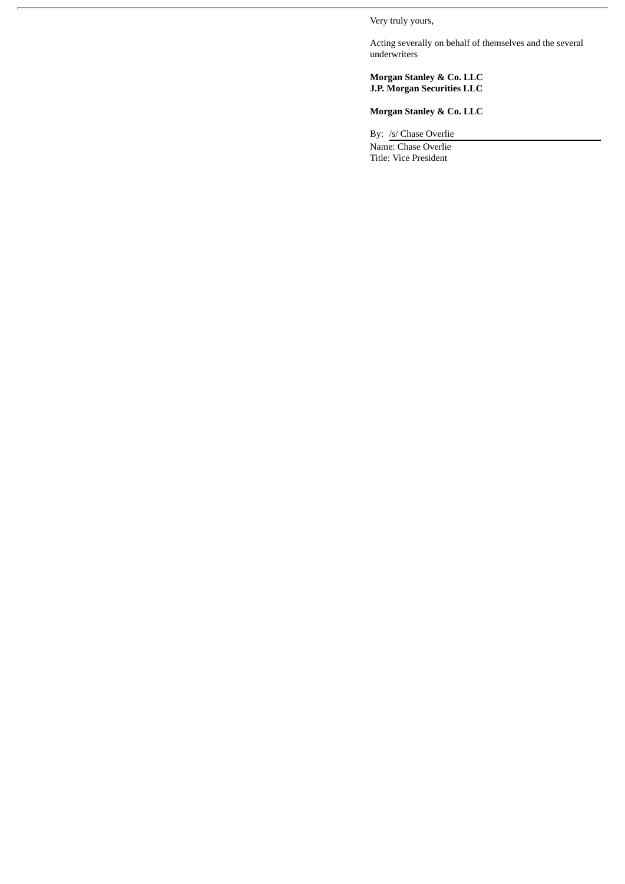Very truly yours,

Acting severally on behalf of themselves and the several underwriters

**Morgan Stanley & Co. LLC**
**J.P. Morgan Securities LLC**

**Morgan Stanley & Co. LLC**

By: /s/ Chase Overlie
Name: Chase Overlie
Title: Vice President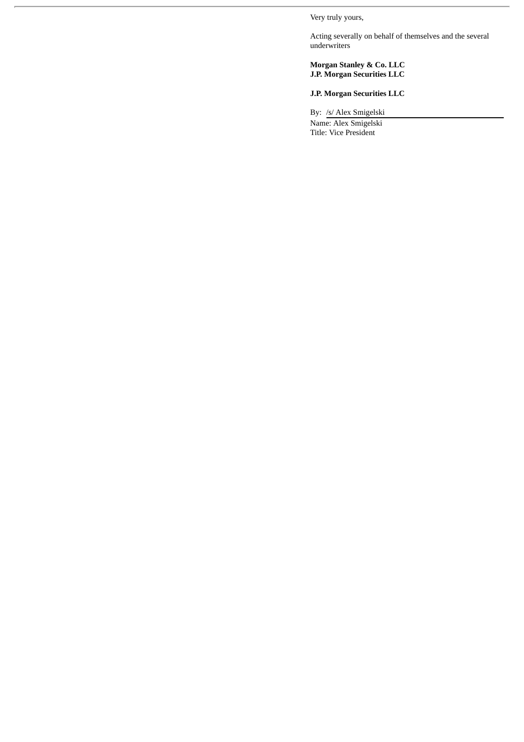Very truly yours,

Acting severally on behalf of themselves and the several underwriters

**Morgan Stanley & Co. LLC**
**J.P. Morgan Securities LLC**

**J.P. Morgan Securities LLC**

By: /s/ Alex Smigelski

Name: Alex Smigelski
Title: Vice President